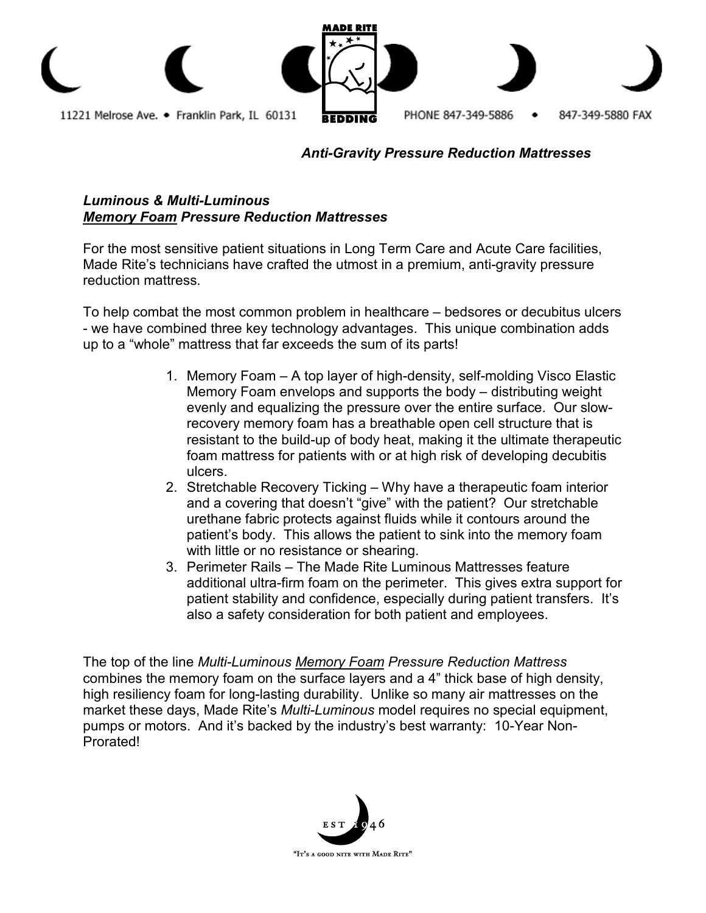MADE RITE BEDDING

11221 Melrose Ave. • Franklin Park, IL 60131

PHONE 847-349-5886 • 847-349-5880 FAX

***Anti-Gravity Pressure Reduction Mattresses***

***Luminous & Multi-Luminous***
***<u>Memory Foam</u> Pressure Reduction Mattresses***

For the most sensitive patient situations in Long Term Care and Acute Care facilities, Made Rite's technicians have crafted the utmost in a premium, anti-gravity pressure reduction mattress.

To help combat the most common problem in healthcare – bedsores or decubitus ulcers - we have combined three key technology advantages. This unique combination adds up to a "whole" mattress that far exceeds the sum of its parts!

1. Memory Foam – A top layer of high-density, self-molding Visco Elastic Memory Foam envelops and supports the body – distributing weight evenly and equalizing the pressure over the entire surface. Our slow-recovery memory foam has a breathable open cell structure that is resistant to the build-up of body heat, making it the ultimate therapeutic foam mattress for patients with or at high risk of developing decubitis ulcers.
2. Stretchable Recovery Ticking – Why have a therapeutic foam interior and a covering that doesn't "give" with the patient? Our stretchable urethane fabric protects against fluids while it contours around the patient's body. This allows the patient to sink into the memory foam with little or no resistance or shearing.
3. Perimeter Rails – The Made Rite Luminous Mattresses feature additional ultra-firm foam on the perimeter. This gives extra support for patient stability and confidence, especially during patient transfers. It's also a safety consideration for both patient and employees.

The top of the line *Multi-Luminous <u>Memory Foam</u> Pressure Reduction Mattress* combines the memory foam on the surface layers and a 4" thick base of high density, high resiliency foam for long-lasting durability. Unlike so many air mattresses on the market these days, Made Rite's *Multi-Luminous* model requires no special equipment, pumps or motors. And it's backed by the industry's best warranty: 10-Year Non-Prorated!

EST 1946

"It's a good nite with Made Rite"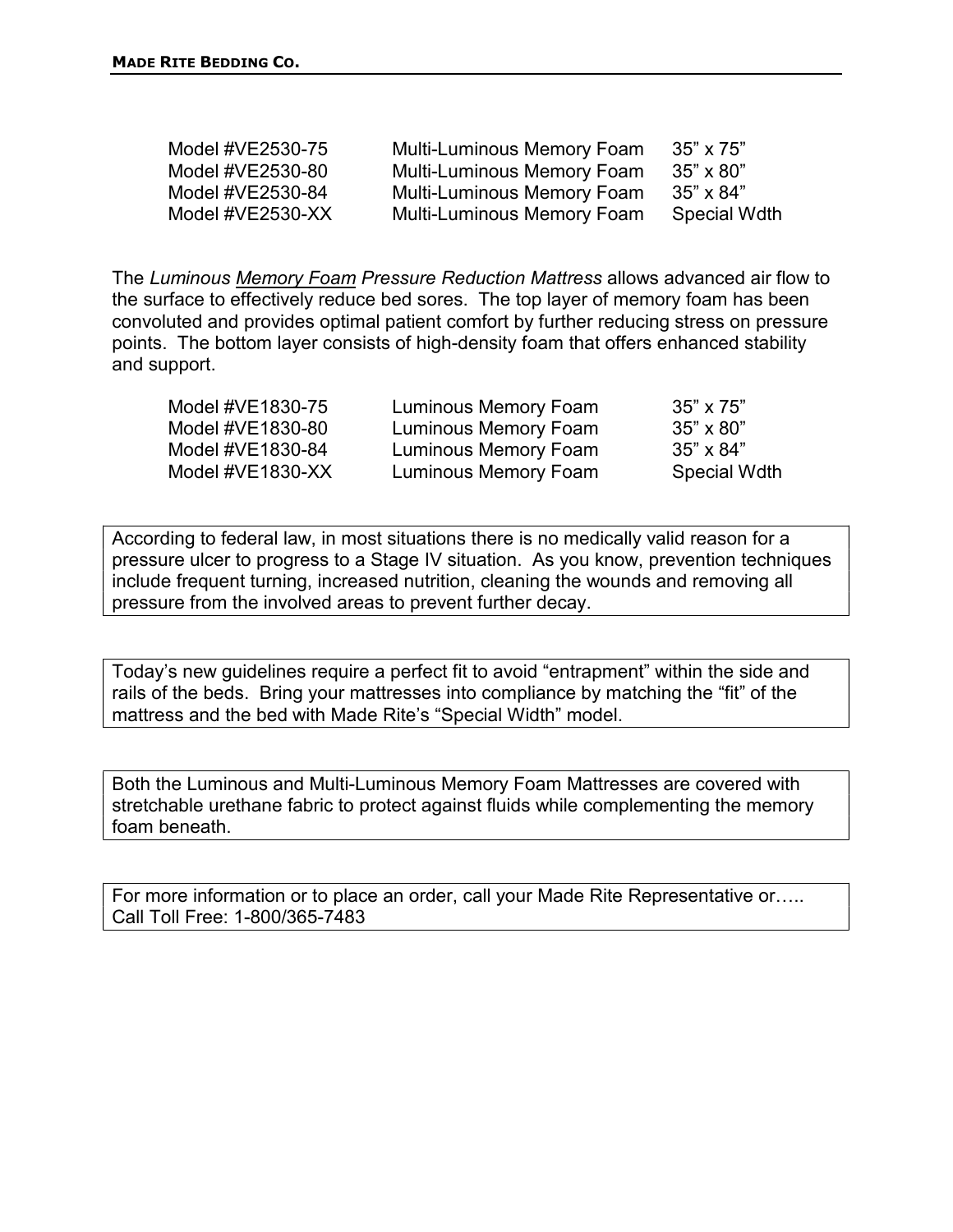| | | |
|---|---|---|
| Model #VE2530-75 | Multi-Luminous Memory Foam | 35” x 75” |
| Model #VE2530-80 | Multi-Luminous Memory Foam | 35” x 80” |
| Model #VE2530-84 | Multi-Luminous Memory Foam | 35” x 84” |
| Model #VE2530-XX | Multi-Luminous Memory Foam | Special Wdth |

The *Luminous Memory Foam Pressure Reduction Mattress* allows advanced air flow to the surface to effectively reduce bed sores. The top layer of memory foam has been convoluted and provides optimal patient comfort by further reducing stress on pressure points. The bottom layer consists of high-density foam that offers enhanced stability and support.

| | | |
|---|---|---|
| Model #VE1830-75 | Luminous Memory Foam | 35” x 75” |
| Model #VE1830-80 | Luminous Memory Foam | 35” x 80” |
| Model #VE1830-84 | Luminous Memory Foam | 35” x 84” |
| Model #VE1830-XX | Luminous Memory Foam | Special Wdth |

According to federal law, in most situations there is no medically valid reason for a pressure ulcer to progress to a Stage IV situation. As you know, prevention techniques include frequent turning, increased nutrition, cleaning the wounds and removing all pressure from the involved areas to prevent further decay.

Today’s new guidelines require a perfect fit to avoid “entrapment” within the side and rails of the beds. Bring your mattresses into compliance by matching the “fit” of the mattress and the bed with Made Rite’s “Special Width” model.

Both the Luminous and Multi-Luminous Memory Foam Mattresses are covered with stretchable urethane fabric to protect against fluids while complementing the memory foam beneath.

For more information or to place an order, call your Made Rite Representative or…..
Call Toll Free: 1-800/365-7483